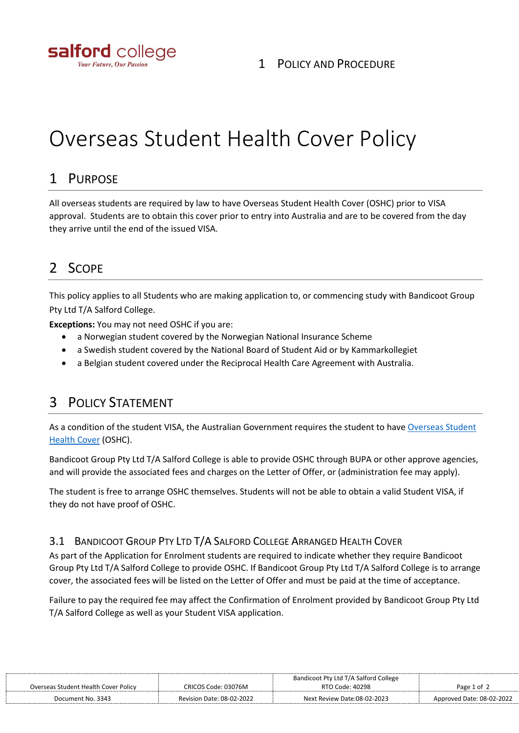# Overseas Student Health Cover Policy

## 1 Purpose

All overseas students are required by law to have Overseas Student Health Cover (OSHC) prior to VISA approval. Students are to obtain this cover prior to entry into Australia and are to be covered from the day they arrive until the end of the issued VISA.

## 2 Scope

This policy applies to all Students who are making application to, or commencing study with Bandicoot Group Pty Ltd T/A Salford College.

**Exceptions:** You may not need OSHC if you are:

- a Norwegian student covered by the Norwegian National Insurance Scheme
- a Swedish student covered by the National Board of Student Aid or by Kammarkollegiet
- a Belgian student covered under the Reciprocal Health Care Agreement with Australia.

## 3 Policy Statement

As a condition of the student VISA, the Australian Government requires the student to have Overseas Student Health Cover (OSHC).

Bandicoot Group Pty Ltd T/A Salford College is able to provide OSHC through BUPA or other approve agencies, and will provide the associated fees and charges on the Letter of Offer, or (administration fee may apply).

The student is free to arrange OSHC themselves. Students will not be able to obtain a valid Student VISA, if they do not have proof of OSHC.

### 3.1 Bandicoot Group Pty Ltd T/A Salford College Arranged Health Cover

As part of the Application for Enrolment students are required to indicate whether they require Bandicoot Group Pty Ltd T/A Salford College to provide OSHC. If Bandicoot Group Pty Ltd T/A Salford College is to arrange cover, the associated fees will be listed on the Letter of Offer and must be paid at the time of acceptance.

Failure to pay the required fee may affect the Confirmation of Enrolment provided by Bandicoot Group Pty Ltd T/A Salford College as well as your Student VISA application.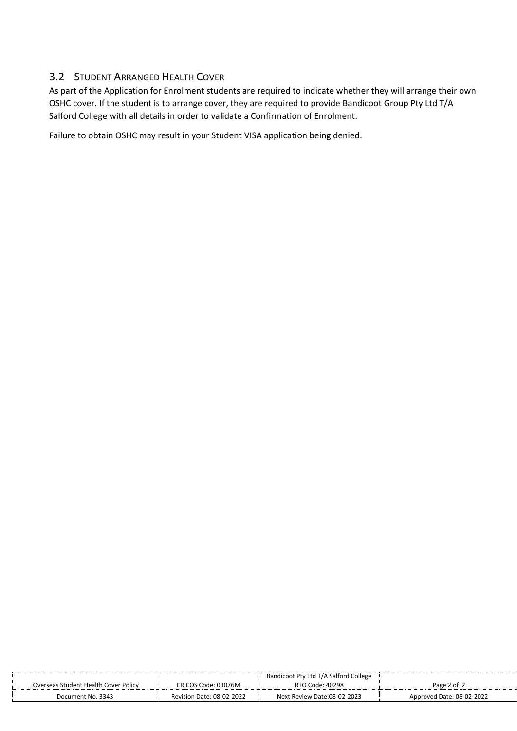## 3.2 Student Arranged Health Cover

As part of the Application for Enrolment students are required to indicate whether they will arrange their own OSHC cover. If the student is to arrange cover, they are required to provide Bandicoot Group Pty Ltd T/A Salford College with all details in order to validate a Confirmation of Enrolment.

Failure to obtain OSHC may result in your Student VISA application being denied.